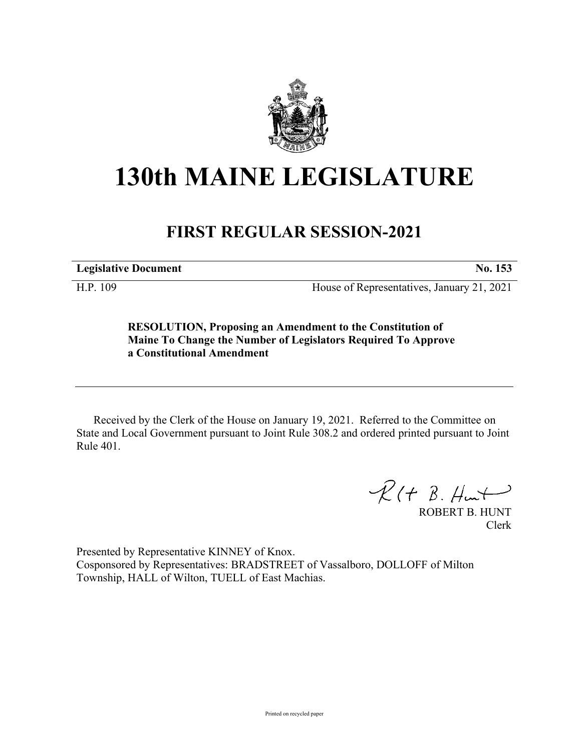# 130th MAINE LEGISLATURE

## FIRST REGULAR SESSION-2021

**Legislative Document** **No. 153**

H.P. 109 House of Representatives, January 21, 2021

**RESOLUTION, Proposing an Amendment to the Constitution of Maine To Change the Number of Legislators Required To Approve a Constitutional Amendment**

Received by the Clerk of the House on January 19, 2021. Referred to the Committee on State and Local Government pursuant to Joint Rule 308.2 and ordered printed pursuant to Joint Rule 401.

ROBERT B. HUNT
Clerk

Presented by Representative KINNEY of Knox.
Cosponsored by Representatives: BRADSTREET of Vassalboro, DOLLOFF of Milton Township, HALL of Wilton, TUELL of East Machias.

Printed on recycled paper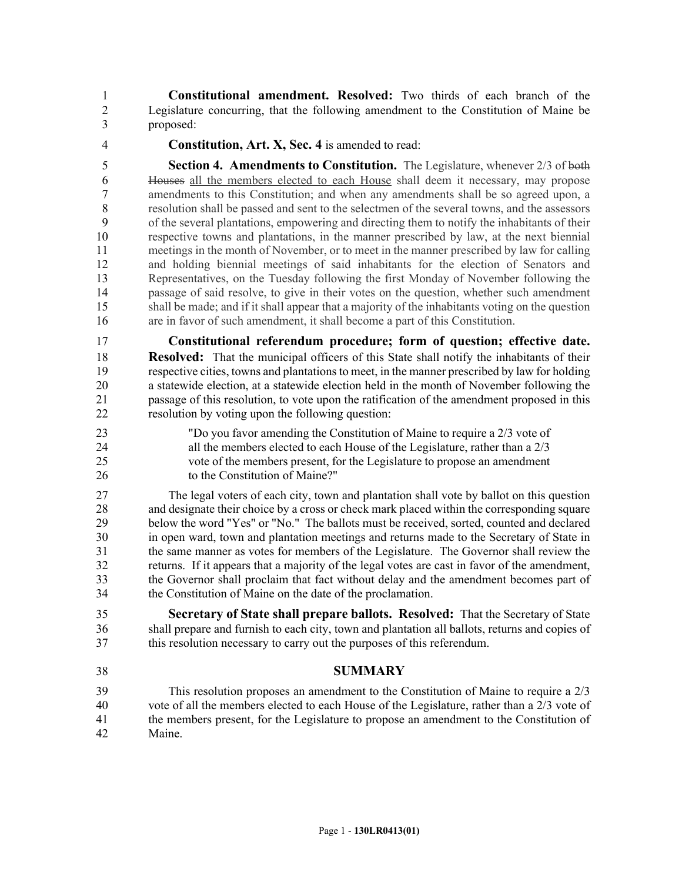**Constitutional amendment. Resolved:** Two thirds of each branch of the Legislature concurring, that the following amendment to the Constitution of Maine be proposed:

**Constitution, Art. X, Sec. 4** is amended to read:

**Section 4. Amendments to Constitution.** The Legislature, whenever 2/3 of ~~both Houses~~ all the members elected to each House shall deem it necessary, may propose amendments to this Constitution; and when any amendments shall be so agreed upon, a resolution shall be passed and sent to the selectmen of the several towns, and the assessors of the several plantations, empowering and directing them to notify the inhabitants of their respective towns and plantations, in the manner prescribed by law, at the next biennial meetings in the month of November, or to meet in the manner prescribed by law for calling and holding biennial meetings of said inhabitants for the election of Senators and Representatives, on the Tuesday following the first Monday of November following the passage of said resolve, to give in their votes on the question, whether such amendment shall be made; and if it shall appear that a majority of the inhabitants voting on the question are in favor of such amendment, it shall become a part of this Constitution.

**Constitutional referendum procedure; form of question; effective date. Resolved:** That the municipal officers of this State shall notify the inhabitants of their respective cities, towns and plantations to meet, in the manner prescribed by law for holding a statewide election, at a statewide election held in the month of November following the passage of this resolution, to vote upon the ratification of the amendment proposed in this resolution by voting upon the following question:

> "Do you favor amending the Constitution of Maine to require a 2/3 vote of all the members elected to each House of the Legislature, rather than a 2/3 vote of the members present, for the Legislature to propose an amendment to the Constitution of Maine?"

The legal voters of each city, town and plantation shall vote by ballot on this question and designate their choice by a cross or check mark placed within the corresponding square below the word "Yes" or "No." The ballots must be received, sorted, counted and declared in open ward, town and plantation meetings and returns made to the Secretary of State in the same manner as votes for members of the Legislature. The Governor shall review the returns. If it appears that a majority of the legal votes are cast in favor of the amendment, the Governor shall proclaim that fact without delay and the amendment becomes part of the Constitution of Maine on the date of the proclamation.

**Secretary of State shall prepare ballots. Resolved:** That the Secretary of State shall prepare and furnish to each city, town and plantation all ballots, returns and copies of this resolution necessary to carry out the purposes of this referendum.

## SUMMARY

This resolution proposes an amendment to the Constitution of Maine to require a 2/3 vote of all the members elected to each House of the Legislature, rather than a 2/3 vote of the members present, for the Legislature to propose an amendment to the Constitution of Maine.